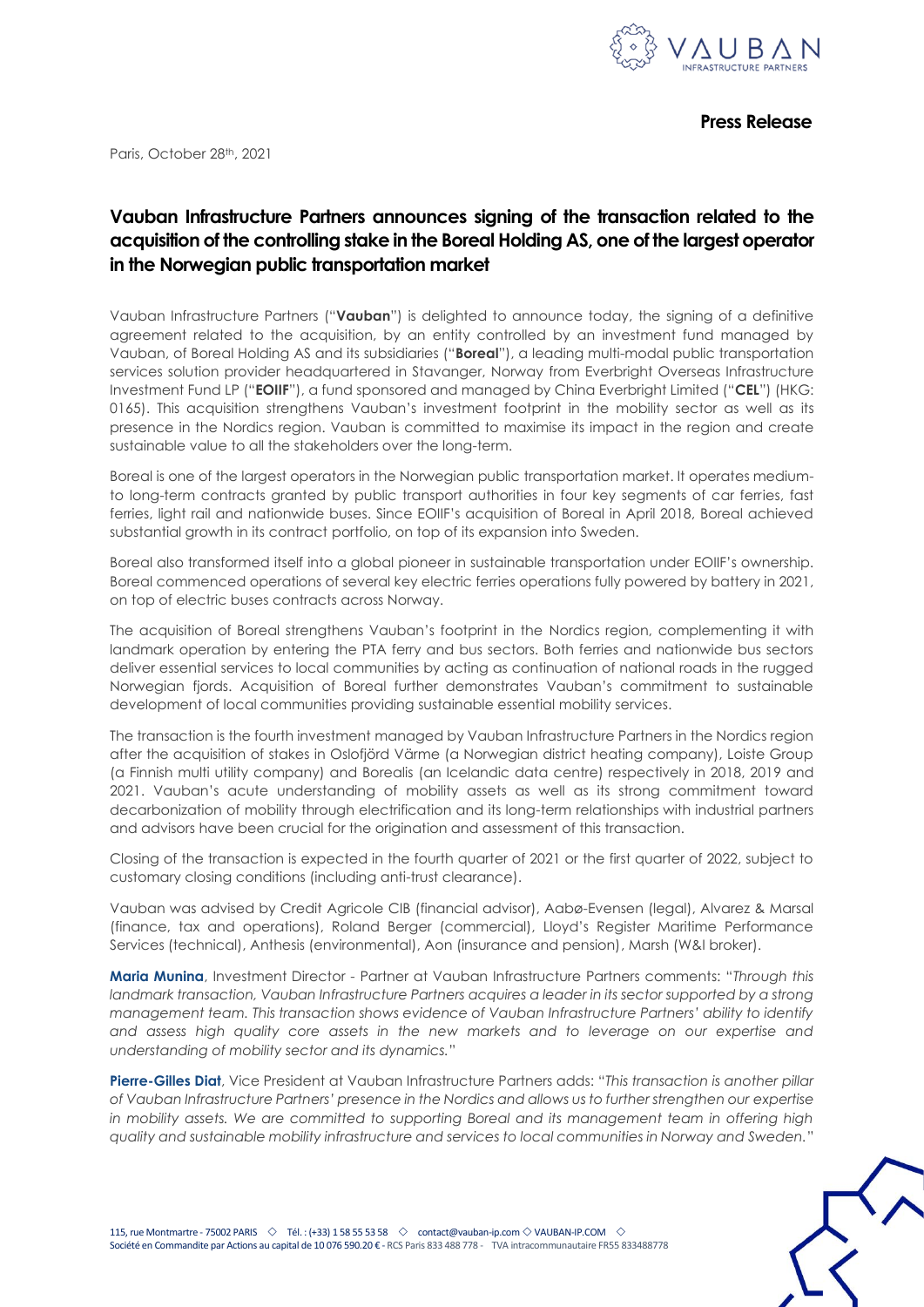**Press Release**

Paris, October 28th, 2021

# Vauban Infrastructure Partners announces signing of the transaction related to the acquisition of the controlling stake in the Boreal Holding AS, one of the largest operator in the Norwegian public transportation market

Vauban Infrastructure Partners ("**Vauban**") is delighted to announce today, the signing of a definitive agreement related to the acquisition, by an entity controlled by an investment fund managed by Vauban, of Boreal Holding AS and its subsidiaries ("**Boreal**"), a leading multi-modal public transportation services solution provider headquartered in Stavanger, Norway from Everbright Overseas Infrastructure Investment Fund LP ("**EOIIF**"), a fund sponsored and managed by China Everbright Limited ("**CEL**") (HKG: 0165). This acquisition strengthens Vauban's investment footprint in the mobility sector as well as its presence in the Nordics region. Vauban is committed to maximise its impact in the region and create sustainable value to all the stakeholders over the long-term.

Boreal is one of the largest operators in the Norwegian public transportation market. It operates medium-to long-term contracts granted by public transport authorities in four key segments of car ferries, fast ferries, light rail and nationwide buses. Since EOIIF's acquisition of Boreal in April 2018, Boreal achieved substantial growth in its contract portfolio, on top of its expansion into Sweden.

Boreal also transformed itself into a global pioneer in sustainable transportation under EOIIF's ownership. Boreal commenced operations of several key electric ferries operations fully powered by battery in 2021, on top of electric buses contracts across Norway.

The acquisition of Boreal strengthens Vauban's footprint in the Nordics region, complementing it with landmark operation by entering the PTA ferry and bus sectors. Both ferries and nationwide bus sectors deliver essential services to local communities by acting as continuation of national roads in the rugged Norwegian fjords. Acquisition of Boreal further demonstrates Vauban's commitment to sustainable development of local communities providing sustainable essential mobility services.

The transaction is the fourth investment managed by Vauban Infrastructure Partners in the Nordics region after the acquisition of stakes in Oslofjörd Värme (a Norwegian district heating company), Loiste Group (a Finnish multi utility company) and Borealis (an Icelandic data centre) respectively in 2018, 2019 and 2021. Vauban's acute understanding of mobility assets as well as its strong commitment toward decarbonization of mobility through electrification and its long-term relationships with industrial partners and advisors have been crucial for the origination and assessment of this transaction.

Closing of the transaction is expected in the fourth quarter of 2021 or the first quarter of 2022, subject to customary closing conditions (including anti-trust clearance).

Vauban was advised by Credit Agricole CIB (financial advisor), Aabø-Evensen (legal), Alvarez & Marsal (finance, tax and operations), Roland Berger (commercial), Lloyd's Register Maritime Performance Services (technical), Anthesis (environmental), Aon (insurance and pension), Marsh (W&I broker).

**Maria Munina**, Investment Director - Partner at Vauban Infrastructure Partners comments: "*Through this landmark transaction, Vauban Infrastructure Partners acquires a leader in its sector supported by a strong management team. This transaction shows evidence of Vauban Infrastructure Partners' ability to identify and assess high quality core assets in the new markets and to leverage on our expertise and understanding of mobility sector and its dynamics.*"

**Pierre-Gilles Diat**, Vice President at Vauban Infrastructure Partners adds: "*This transaction is another pillar of Vauban Infrastructure Partners' presence in the Nordics and allows us to further strengthen our expertise in mobility assets. We are committed to supporting Boreal and its management team in offering high quality and sustainable mobility infrastructure and services to local communities in Norway and Sweden.*"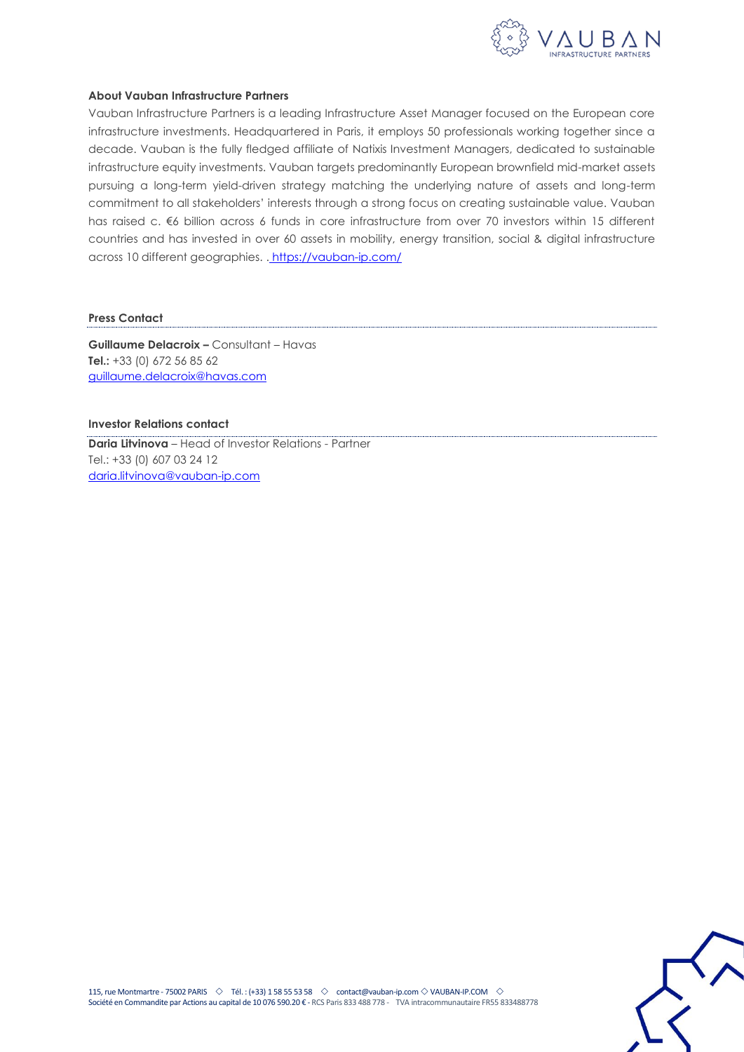**About Vauban Infrastructure Partners**

Vauban Infrastructure Partners is a leading Infrastructure Asset Manager focused on the European core infrastructure investments. Headquartered in Paris, it employs 50 professionals working together since a decade. Vauban is the fully fledged affiliate of Natixis Investment Managers, dedicated to sustainable infrastructure equity investments. Vauban targets predominantly European brownfield mid-market assets pursuing a long-term yield-driven strategy matching the underlying nature of assets and long-term commitment to all stakeholders' interests through a strong focus on creating sustainable value. Vauban has raised c. €6 billion across 6 funds in core infrastructure from over 70 investors within 15 different countries and has invested in over 60 assets in mobility, energy transition, social & digital infrastructure across 10 different geographies. . https://vauban-ip.com/

**Press Contact**

**Guillaume Delacroix –** Consultant – Havas
**Tel.:** +33 (0) 672 56 85 62
guillaume.delacroix@havas.com

**Investor Relations contact**

**Daria Litvinova** – Head of Investor Relations - Partner
Tel.: +33 (0) 607 03 24 12
daria.litvinova@vauban-ip.com

115, rue Montmartre - 75002 PARIS ◇ Tél. : (+33) 1 58 55 53 58 ◇ contact@vauban-ip.com ◇ VAUBAN-IP.COM ◇
Société en Commandite par Actions au capital de 10 076 590.20 € - RCS Paris 833 488 778 - TVA intracommunautaire FR55 833488778